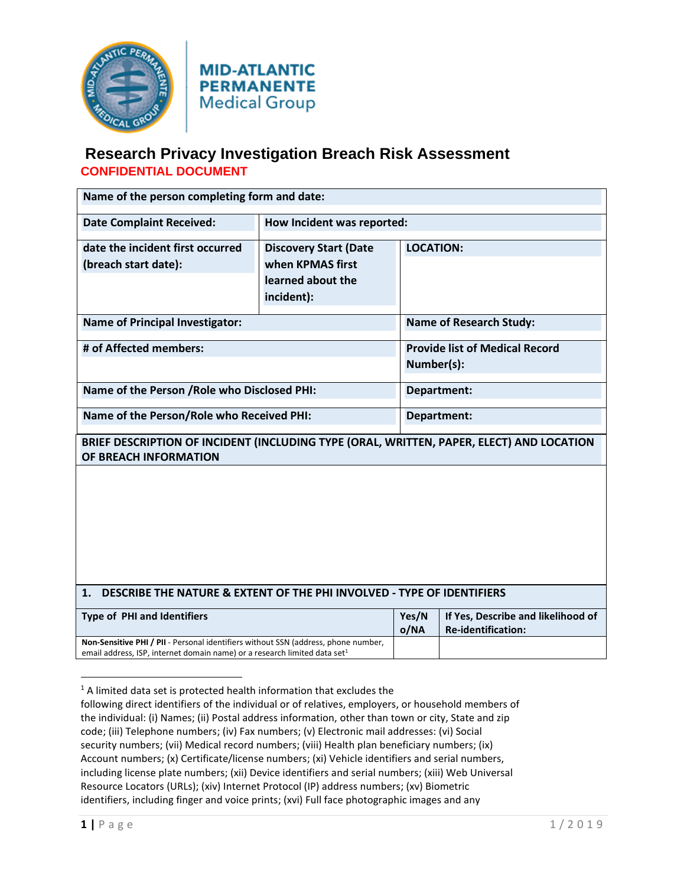MID-ATLANTIC PERMANENTE Medical Group

# Research Privacy Investigation Breach Risk Assessment

**CONFIDENTIAL DOCUMENT**

| | | |
|---|---|---|
| **Name of the person completing form and date:** | | |
| **Date Complaint Received:** | **How Incident was reported:** | |
| **date the incident first occurred (breach start date):** | **Discovery Start (Date when KPMAS first learned about the incident):** | **LOCATION:** |
| **Name of Principal Investigator:** | | **Name of Research Study:** |
| **# of Affected members:** | | **Provide list of Medical Record Number(s):** |
| **Name of the Person /Role who Disclosed PHI:** | | **Department:** |
| **Name of the Person/Role who Received PHI:** | | **Department:** |

**BRIEF DESCRIPTION OF INCIDENT (INCLUDING TYPE (ORAL, WRITTEN, PAPER, ELECT) AND LOCATION OF BREACH INFORMATION**

## 1. DESCRIBE THE NATURE & EXTENT OF THE PHI INVOLVED - TYPE OF IDENTIFIERS

| Type of PHI and Identifiers | Yes/No/NA | If Yes, Describe and likelihood of Re-identification: |
|---|---|---|
| **Non-Sensitive PHI / PII** - Personal identifiers without SSN (address, phone number, email address, ISP, internet domain name) or a research limited data set[1] | | |

[1] A limited data set is protected health information that excludes the following direct identifiers of the individual or of relatives, employers, or household members of the individual: (i) Names; (ii) Postal address information, other than town or city, State and zip code; (iii) Telephone numbers; (iv) Fax numbers; (v) Electronic mail addresses: (vi) Social security numbers; (vii) Medical record numbers; (viii) Health plan beneficiary numbers; (ix) Account numbers; (x) Certificate/license numbers; (xi) Vehicle identifiers and serial numbers, including license plate numbers; (xii) Device identifiers and serial numbers; (xiii) Web Universal Resource Locators (URLs); (xiv) Internet Protocol (IP) address numbers; (xv) Biometric identifiers, including finger and voice prints; (xvi) Full face photographic images and any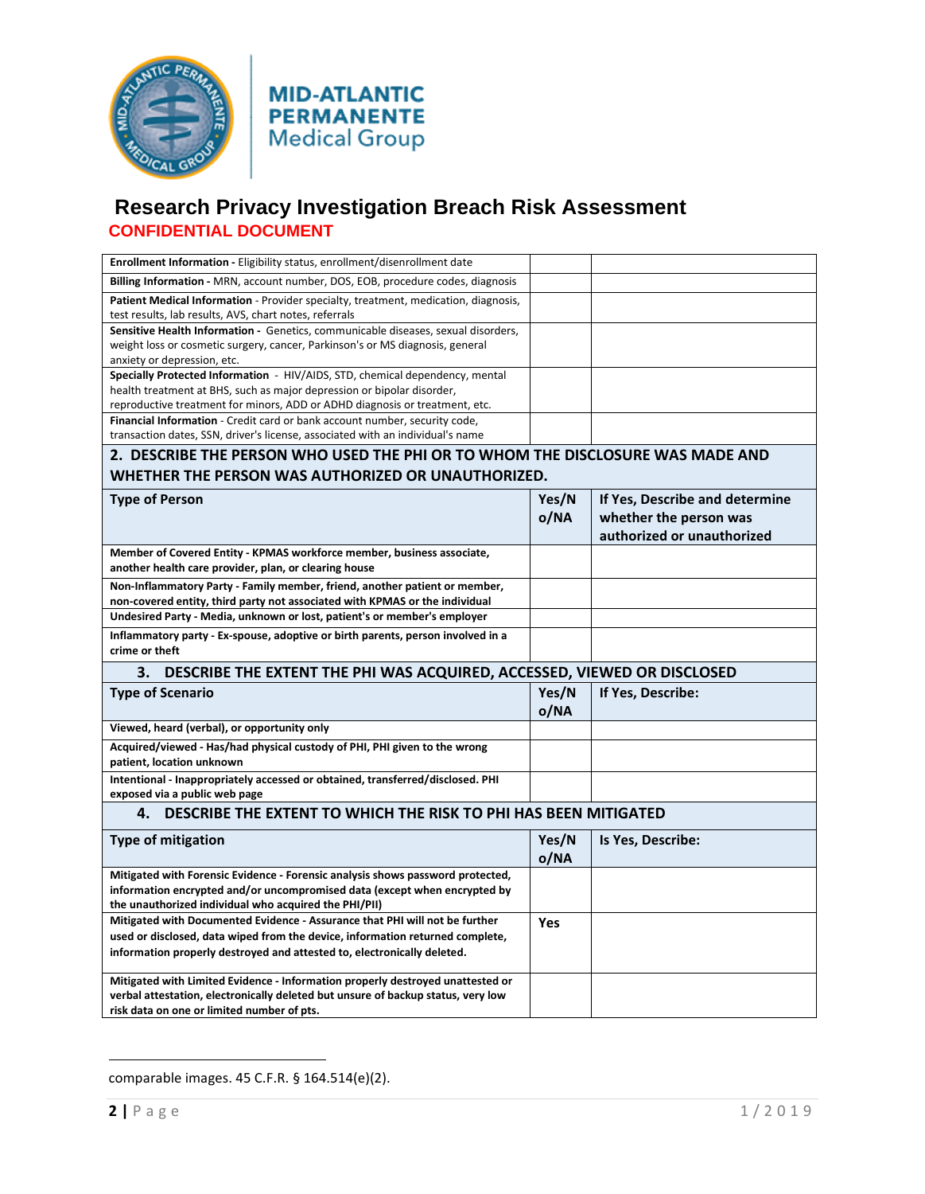# Research Privacy Investigation Breach Risk Assessment

**CONFIDENTIAL DOCUMENT**

| | | |
|---|---|---|
| **Enrollment Information -** Eligibility status, enrollment/disenrollment date | | |
| **Billing Information -** MRN, account number, DOS, EOB, procedure codes, diagnosis | | |
| **Patient Medical Information** - Provider specialty, treatment, medication, diagnosis, test results, lab results, AVS, chart notes, referrals | | |
| **Sensitive Health Information -** Genetics, communicable diseases, sexual disorders, weight loss or cosmetic surgery, cancer, Parkinson's or MS diagnosis, general anxiety or depression, etc. | | |
| **Specially Protected Information** - HIV/AIDS, STD, chemical dependency, mental health treatment at BHS, such as major depression or bipolar disorder, reproductive treatment for minors, ADD or ADHD diagnosis or treatment, etc. | | |
| **Financial Information** - Credit card or bank account number, security code, transaction dates, SSN, driver's license, associated with an individual's name | | |

## 2. DESCRIBE THE PERSON WHO USED THE PHI OR TO WHOM THE DISCLOSURE WAS MADE AND WHETHER THE PERSON WAS AUTHORIZED OR UNAUTHORIZED.

| Type of Person | Yes/No/NA | If Yes, Describe and determine whether the person was authorized or unauthorized |
|---|---|---|
| **Member of Covered Entity - KPMAS workforce member, business associate, another health care provider, plan, or clearing house** | | |
| **Non-Inflammatory Party - Family member, friend, another patient or member, non-covered entity, third party not associated with KPMAS or the individual** | | |
| **Undesired Party - Media, unknown or lost, patient's or member's employer** | | |
| **Inflammatory party - Ex-spouse, adoptive or birth parents, person involved in a crime or theft** | | |

## 3. DESCRIBE THE EXTENT THE PHI WAS ACQUIRED, ACCESSED, VIEWED OR DISCLOSED

| Type of Scenario | Yes/No/NA | If Yes, Describe: |
|---|---|---|
| **Viewed, heard (verbal), or opportunity only** | | |
| **Acquired/viewed - Has/had physical custody of PHI, PHI given to the wrong patient, location unknown** | | |
| **Intentional - Inappropriately accessed or obtained, transferred/disclosed. PHI exposed via a public web page** | | |

## 4. DESCRIBE THE EXTENT TO WHICH THE RISK TO PHI HAS BEEN MITIGATED

| Type of mitigation | Yes/No/NA | Is Yes, Describe: |
|---|---|---|
| **Mitigated with Forensic Evidence - Forensic analysis shows password protected, information encrypted and/or uncompromised data (except when encrypted by the unauthorized individual who acquired the PHI/PII)** | | |
| **Mitigated with Documented Evidence - Assurance that PHI will not be further used or disclosed, data wiped from the device, information returned complete, information properly destroyed and attested to, electronically deleted.** | **Yes** | |
| **Mitigated with Limited Evidence - Information properly destroyed unattested or verbal attestation, electronically deleted but unsure of backup status, very low risk data on one or limited number of pts.** | | |

comparable images. 45 C.F.R. § 164.514(e)(2).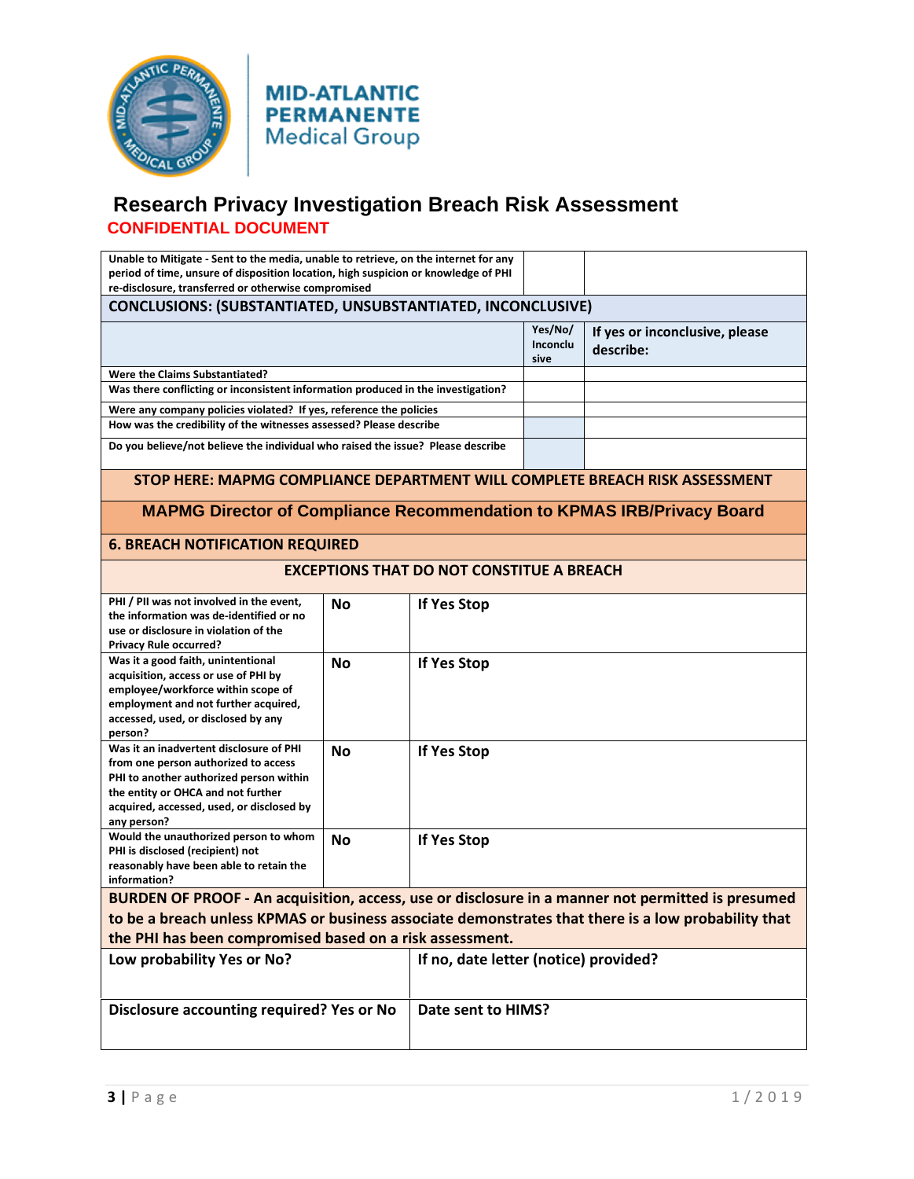MID-ATLANTIC PERMANENTE Medical Group

# Research Privacy Investigation Breach Risk Assessment

**CONFIDENTIAL DOCUMENT**

| | | |
|---|---|---|
| Unable to Mitigate - Sent to the media, unable to retrieve, on the internet for any period of time, unsure of disposition location, high suspicion or knowledge of PHI re-disclosure, transferred or otherwise compromised | | |
| **CONCLUSIONS: (SUBSTANTIATED, UNSUBSTANTIATED, INCONCLUSIVE)** | | |
| | **Yes/No/ Inconclusive** | **If yes or inconclusive, please describe:** |
| Were the Claims Substantiated? | | |
| Was there conflicting or inconsistent information produced in the investigation? | | |
| Were any company policies violated? If yes, reference the policies | | |
| How was the credibility of the witnesses assessed? Please describe | | |
| Do you believe/not believe the individual who raised the issue? Please describe | | |

**STOP HERE: MAPMG COMPLIANCE DEPARTMENT WILL COMPLETE BREACH RISK ASSESSMENT**

**MAPMG Director of Compliance Recommendation to KPMAS IRB/Privacy Board**

## 6. BREACH NOTIFICATION REQUIRED

**EXCEPTIONS THAT DO NOT CONSTITUE A BREACH**

| | | |
|---|---|---|
| PHI / PII was not involved in the event, the information was de-identified or no use or disclosure in violation of the Privacy Rule occurred? | **No** | **If Yes Stop** |
| Was it a good faith, unintentional acquisition, access or use of PHI by employee/workforce within scope of employment and not further acquired, accessed, used, or disclosed by any person? | **No** | **If Yes Stop** |
| Was it an inadvertent disclosure of PHI from one person authorized to access PHI to another authorized person within the entity or OHCA and not further acquired, accessed, used, or disclosed by any person? | **No** | **If Yes Stop** |
| Would the unauthorized person to whom PHI is disclosed (recipient) not reasonably have been able to retain the information? | **No** | **If Yes Stop** |

**BURDEN OF PROOF - An acquisition, access, use or disclosure in a manner not permitted is presumed to be a breach unless KPMAS or business associate demonstrates that there is a low probability that the PHI has been compromised based on a risk assessment.**

| | |
|---|---|
| **Low probability Yes or No?** | **If no, date letter (notice) provided?** |
| **Disclosure accounting required? Yes or No** | **Date sent to HIMS?** |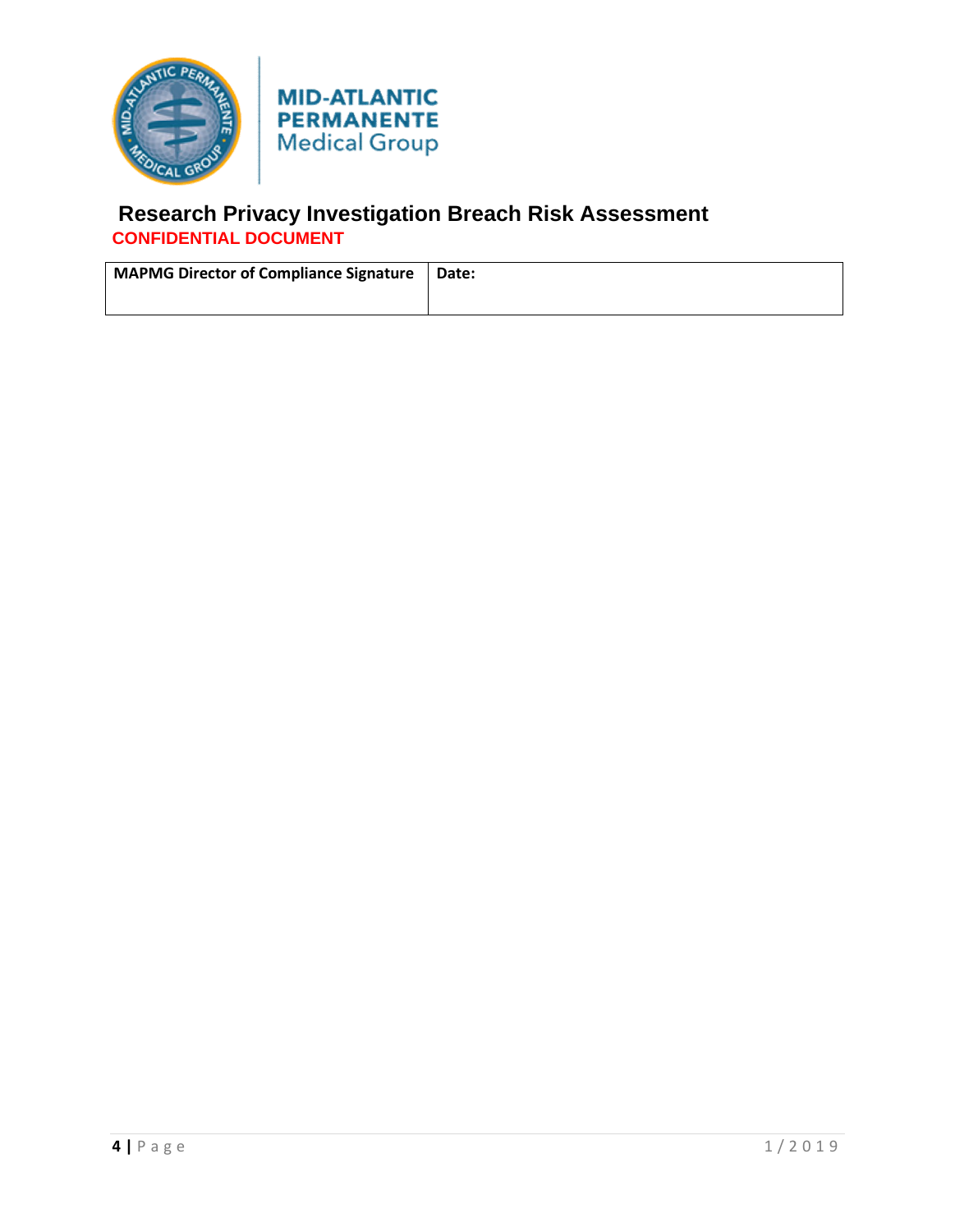MID-ATLANTIC PERMANENTE Medical Group

# Research Privacy Investigation Breach Risk Assessment

**CONFIDENTIAL DOCUMENT**

| | |
|---|---|
| **MAPMG Director of Compliance Signature** | **Date:** |